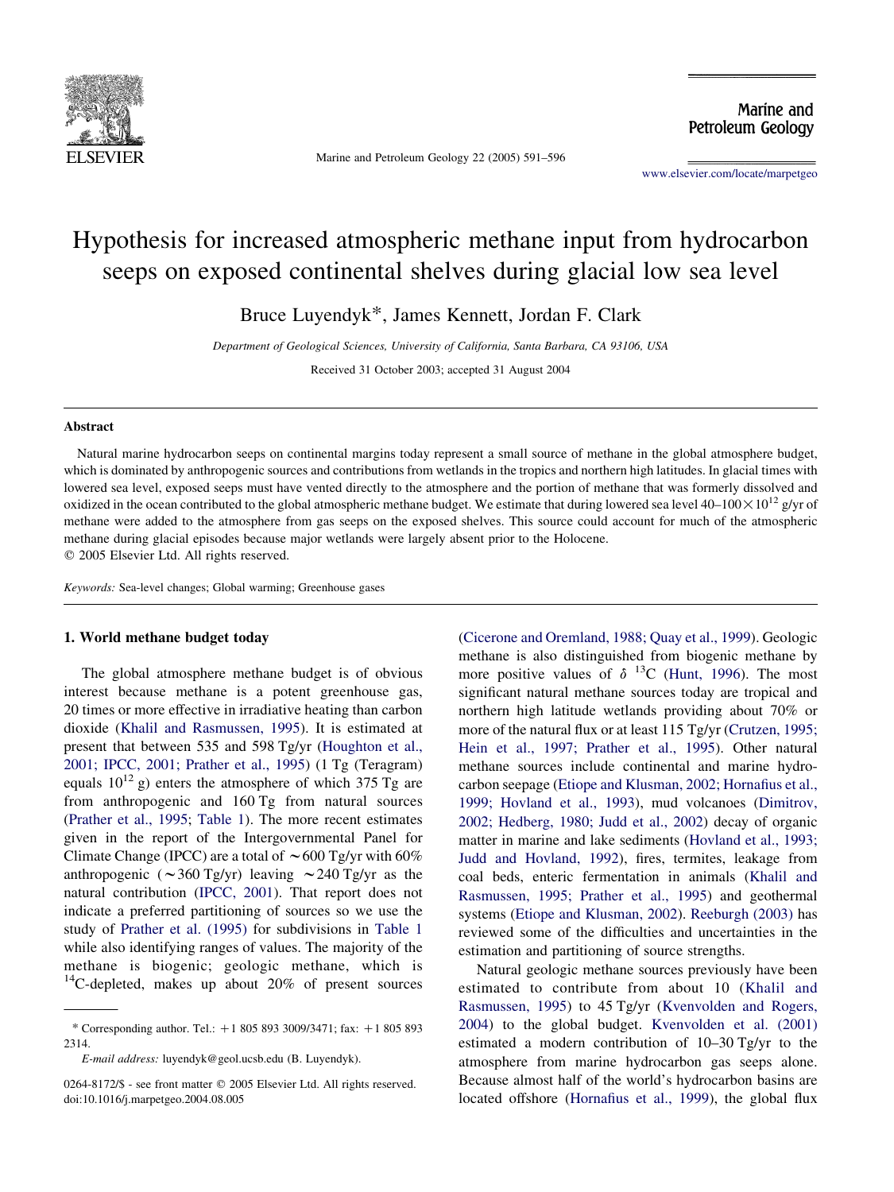# Hypothesis for increased atmospheric methane input from hydrocarbon seeps on exposed continental shelves during glacial low sea level

Bruce Luyendyk*, James Kennett, Jordan F. Clark

*Department of Geological Sciences, University of California, Santa Barbara, CA 93106, USA*

Received 31 October 2003; accepted 31 August 2004

## Abstract

Natural marine hydrocarbon seeps on continental margins today represent a small source of methane in the global atmosphere budget, which is dominated by anthropogenic sources and contributions from wetlands in the tropics and northern high latitudes. In glacial times with lowered sea level, exposed seeps must have vented directly to the atmosphere and the portion of methane that was formerly dissolved and oxidized in the ocean contributed to the global atmospheric methane budget. We estimate that during lowered sea level $40–100\times10^{12}$ g/yr of methane were added to the atmosphere from gas seeps on the exposed shelves. This source could account for much of the atmospheric methane during glacial episodes because major wetlands were largely absent prior to the Holocene.

© 2005 Elsevier Ltd. All rights reserved.

*Keywords:* Sea-level changes; Global warming; Greenhouse gases

## 1. World methane budget today

The global atmosphere methane budget is of obvious interest because methane is a potent greenhouse gas, 20 times or more effective in irradiative heating than carbon dioxide (Khalil and Rasmussen, 1995). It is estimated at present that between 535 and 598 Tg/yr (Houghton et al., 2001; IPCC, 2001; Prather et al., 1995) (1 Tg (Teragram) equals $10^{12}$ g) enters the atmosphere of which 375 Tg are from anthropogenic and 160 Tg from natural sources (Prather et al., 1995; Table 1). The more recent estimates given in the report of the Intergovernmental Panel for Climate Change (IPCC) are a total of ~600 Tg/yr with 60% anthropogenic (~360 Tg/yr) leaving ~240 Tg/yr as the natural contribution (IPCC, 2001). That report does not indicate a preferred partitioning of sources so we use the study of Prather et al. (1995) for subdivisions in Table 1 while also identifying ranges of values. The majority of the methane is biogenic; geologic methane, which is $^{14}C$-depleted, makes up about 20% of present sources (Cicerone and Oremland, 1988; Quay et al., 1999). Geologic methane is also distinguished from biogenic methane by more positive values of $\delta\ ^{13}C$ (Hunt, 1996). The most significant natural methane sources today are tropical and northern high latitude wetlands providing about 70% or more of the natural flux or at least 115 Tg/yr (Crutzen, 1995; Hein et al., 1997; Prather et al., 1995). Other natural methane sources include continental and marine hydrocarbon seepage (Etiope and Klusman, 2002; Hornafius et al., 1999; Hovland et al., 1993), mud volcanoes (Dimitrov, 2002; Hedberg, 1980; Judd et al., 2002) decay of organic matter in marine and lake sediments (Hovland et al., 1993; Judd and Hovland, 1992), fires, termites, leakage from coal beds, enteric fermentation in animals (Khalil and Rasmussen, 1995; Prather et al., 1995) and geothermal systems (Etiope and Klusman, 2002). Reeburgh (2003) has reviewed some of the difficulties and uncertainties in the estimation and partitioning of source strengths.

Natural geologic methane sources previously have been estimated to contribute from about 10 (Khalil and Rasmussen, 1995) to 45 Tg/yr (Kvenvolden and Rogers, 2004) to the global budget. Kvenvolden et al. (2001) estimated a modern contribution of 10–30 Tg/yr to the atmosphere from marine hydrocarbon gas seeps alone. Because almost half of the world's hydrocarbon basins are located offshore (Hornafius et al., 1999), the global flux

---

* Corresponding author. Tel.: +1 805 893 3009/3471; fax: +1 805 893 2314.

*E-mail address:* luyendyk@geol.ucsb.edu (B. Luyendyk).

0264-8172/$ - see front matter © 2005 Elsevier Ltd. All rights reserved.
doi:10.1016/j.marpetgeo.2004.08.005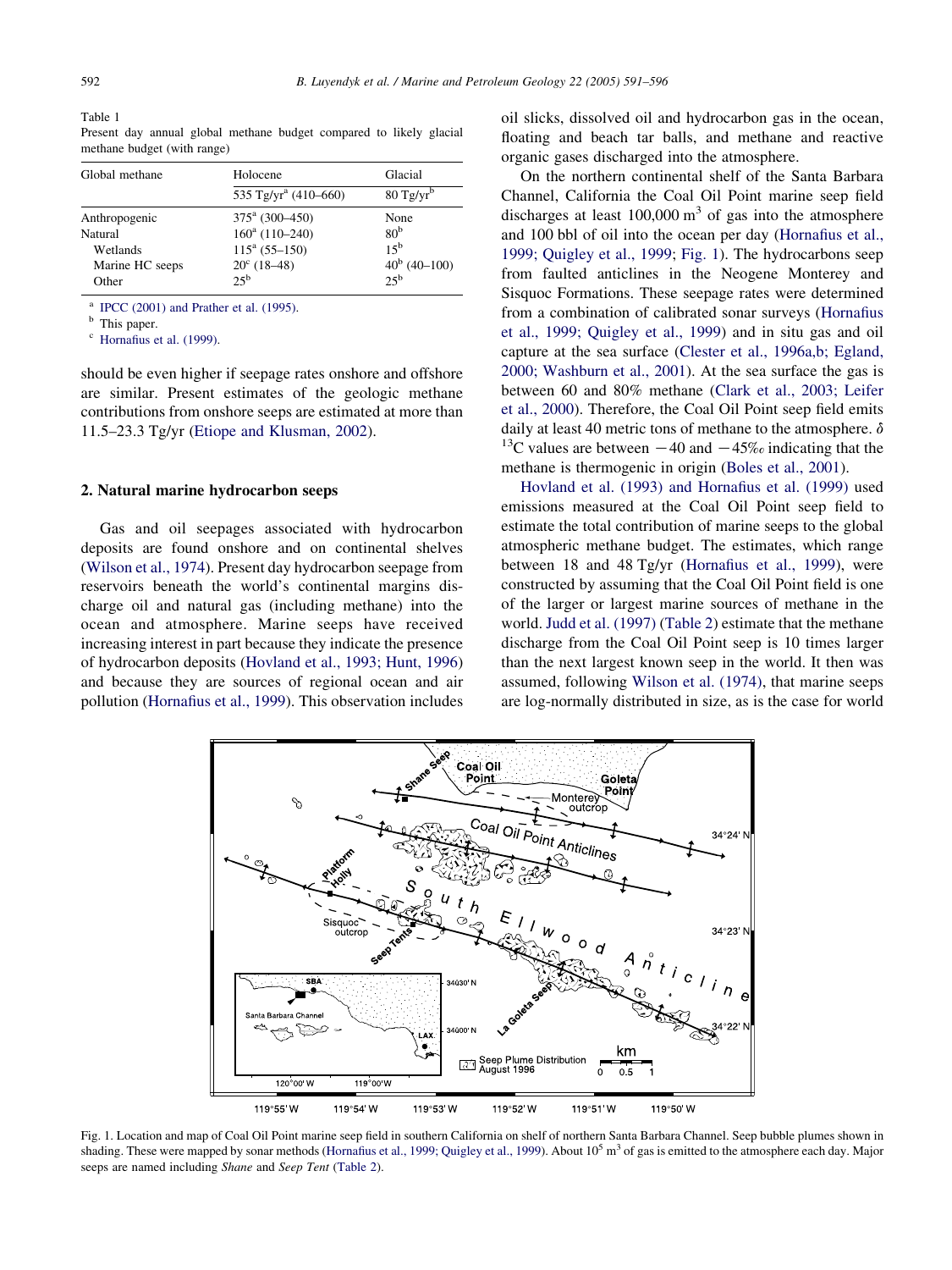Table 1
Present day annual global methane budget compared to likely glacial methane budget (with range)

| Global methane | Holocene | Glacial |
|---|---|---|
| | 535 Tg/yr[a] (410–660) | 80 Tg/yr[b] |
| Anthropogenic | 375[a] (300–450) | None |
| Natural | 160[a] (110–240) | 80[b] |
| Wetlands | 115[a] (55–150) | 15[b] |
| Marine HC seeps | 20[c] (18–48) | 40[b] (40–100) |
| Other | 25[b] | 25[b] |

[a] IPCC (2001) and Prather et al. (1995).
[b] This paper.
[c] Hornafius et al. (1999).

should be even higher if seepage rates onshore and offshore are similar. Present estimates of the geologic methane contributions from onshore seeps are estimated at more than 11.5–23.3 Tg/yr (Etiope and Klusman, 2002).

## 2. Natural marine hydrocarbon seeps

Gas and oil seepages associated with hydrocarbon deposits are found onshore and on continental shelves (Wilson et al., 1974). Present day hydrocarbon seepage from reservoirs beneath the world's continental margins discharge oil and natural gas (including methane) into the ocean and atmosphere. Marine seeps have received increasing interest in part because they indicate the presence of hydrocarbon deposits (Hovland et al., 1993; Hunt, 1996) and because they are sources of regional ocean and air pollution (Hornafius et al., 1999). This observation includes oil slicks, dissolved oil and hydrocarbon gas in the ocean, floating and beach tar balls, and methane and reactive organic gases discharged into the atmosphere.

On the northern continental shelf of the Santa Barbara Channel, California the Coal Oil Point marine seep field discharges at least 100,000 $m^3$ of gas into the atmosphere and 100 bbl of oil into the ocean per day (Hornafius et al., 1999; Quigley et al., 1999; Fig. 1). The hydrocarbons seep from faulted anticlines in the Neogene Monterey and Sisquoc Formations. These seepage rates were determined from a combination of calibrated sonar surveys (Hornafius et al., 1999; Quigley et al., 1999) and in situ gas and oil capture at the sea surface (Clester et al., 1996a,b; Egland, 2000; Washburn et al., 2001). At the sea surface the gas is between 60 and 80% methane (Clark et al., 2003; Leifer et al., 2000). Therefore, the Coal Oil Point seep field emits daily at least 40 metric tons of methane to the atmosphere. $\delta^{13}C$ values are between −40 and −45‰ indicating that the methane is thermogenic in origin (Boles et al., 2001).

Hovland et al. (1993) and Hornafius et al. (1999) used emissions measured at the Coal Oil Point seep field to estimate the total contribution of marine seeps to the global atmospheric methane budget. The estimates, which range between 18 and 48 Tg/yr (Hornafius et al., 1999), were constructed by assuming that the Coal Oil Point field is one of the larger or largest marine sources of methane in the world. Judd et al. (1997) (Table 2) estimate that the methane discharge from the Coal Oil Point seep is 10 times larger than the next largest known seep in the world. It then was assumed, following Wilson et al. (1974), that marine seeps are log-normally distributed in size, as is the case for world

Fig. 1. Location and map of Coal Oil Point marine seep field in southern California on shelf of northern Santa Barbara Channel. Seep bubble plumes shown in shading. These were mapped by sonar methods (Hornafius et al., 1999; Quigley et al., 1999). About $10^5$ $m^3$ of gas is emitted to the atmosphere each day. Major seeps are named including *Shane* and *Seep Tent* (Table 2).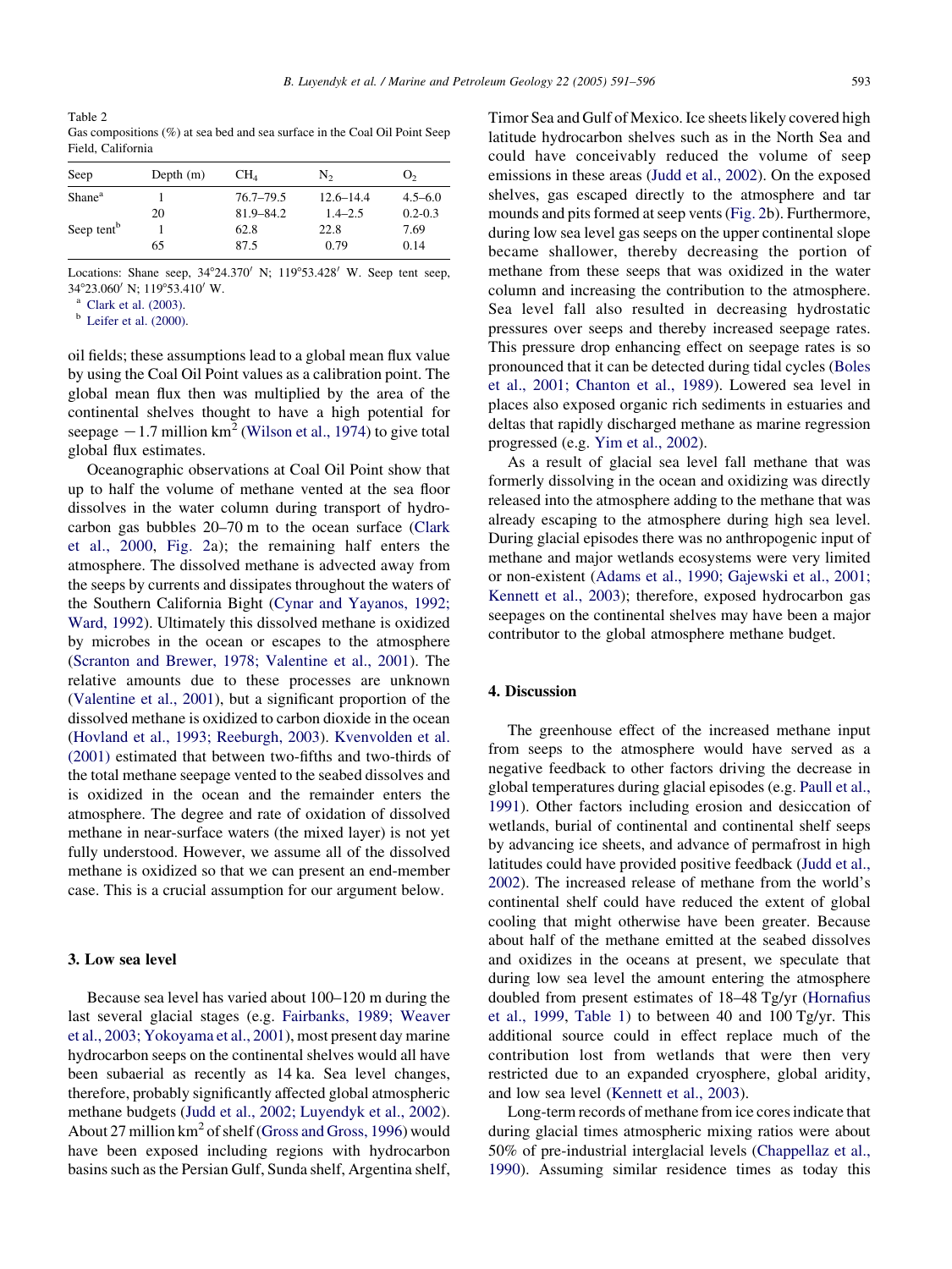Table 2
Gas compositions (%) at sea bed and sea surface in the Coal Oil Point Seep Field, California

| Seep | Depth (m) | $CH_4$ | $N_2$ | $O_2$ |
|---|---|---|---|---|
| Shane[a] | 1 | 76.7–79.5 | 12.6–14.4 | 4.5–6.0 |
| | 20 | 81.9–84.2 | 1.4–2.5 | 0.2-0.3 |
| Seep tent[b] | 1 | 62.8 | 22.8 | 7.69 |
| | 65 | 87.5 | 0.79 | 0.14 |

Locations: Shane seep, 34°24.370′ N; 119°53.428′ W. Seep tent seep, 34°23.060′ N; 119°53.410′ W.

[a] Clark et al. (2003).

[b] Leifer et al. (2000).

oil fields; these assumptions lead to a global mean flux value by using the Coal Oil Point values as a calibration point. The global mean flux then was multiplied by the area of the continental shelves thought to have a high potential for seepage −1.7 million km$^2$ (Wilson et al., 1974) to give total global flux estimates.

Oceanographic observations at Coal Oil Point show that up to half the volume of methane vented at the sea floor dissolves in the water column during transport of hydrocarbon gas bubbles 20–70 m to the ocean surface (Clark et al., 2000, Fig. 2a); the remaining half enters the atmosphere. The dissolved methane is advected away from the seeps by currents and dissipates throughout the waters of the Southern California Bight (Cynar and Yayanos, 1992; Ward, 1992). Ultimately this dissolved methane is oxidized by microbes in the ocean or escapes to the atmosphere (Scranton and Brewer, 1978; Valentine et al., 2001). The relative amounts due to these processes are unknown (Valentine et al., 2001), but a significant proportion of the dissolved methane is oxidized to carbon dioxide in the ocean (Hovland et al., 1993; Reeburgh, 2003). Kvenvolden et al. (2001) estimated that between two-fifths and two-thirds of the total methane seepage vented to the seabed dissolves and is oxidized in the ocean and the remainder enters the atmosphere. The degree and rate of oxidation of dissolved methane in near-surface waters (the mixed layer) is not yet fully understood. However, we assume all of the dissolved methane is oxidized so that we can present an end-member case. This is a crucial assumption for our argument below.

## 3. Low sea level

Because sea level has varied about 100–120 m during the last several glacial stages (e.g. Fairbanks, 1989; Weaver et al., 2003; Yokoyama et al., 2001), most present day marine hydrocarbon seeps on the continental shelves would all have been subaerial as recently as 14 ka. Sea level changes, therefore, probably significantly affected global atmospheric methane budgets (Judd et al., 2002; Luyendyk et al., 2002). About 27 million km$^2$ of shelf (Gross and Gross, 1996) would have been exposed including regions with hydrocarbon basins such as the Persian Gulf, Sunda shelf, Argentina shelf, Timor Sea and Gulf of Mexico. Ice sheets likely covered high latitude hydrocarbon shelves such as in the North Sea and could have conceivably reduced the volume of seep emissions in these areas (Judd et al., 2002). On the exposed shelves, gas escaped directly to the atmosphere and tar mounds and pits formed at seep vents (Fig. 2b). Furthermore, during low sea level gas seeps on the upper continental slope became shallower, thereby decreasing the portion of methane from these seeps that was oxidized in the water column and increasing the contribution to the atmosphere. Sea level fall also resulted in decreasing hydrostatic pressures over seeps and thereby increased seepage rates. This pressure drop enhancing effect on seepage rates is so pronounced that it can be detected during tidal cycles (Boles et al., 2001; Chanton et al., 1989). Lowered sea level in places also exposed organic rich sediments in estuaries and deltas that rapidly discharged methane as marine regression progressed (e.g. Yim et al., 2002).

As a result of glacial sea level fall methane that was formerly dissolving in the ocean and oxidizing was directly released into the atmosphere adding to the methane that was already escaping to the atmosphere during high sea level. During glacial episodes there was no anthropogenic input of methane and major wetlands ecosystems were very limited or non-existent (Adams et al., 1990; Gajewski et al., 2001; Kennett et al., 2003); therefore, exposed hydrocarbon gas seepages on the continental shelves may have been a major contributor to the global atmosphere methane budget.

## 4. Discussion

The greenhouse effect of the increased methane input from seeps to the atmosphere would have served as a negative feedback to other factors driving the decrease in global temperatures during glacial episodes (e.g. Paull et al., 1991). Other factors including erosion and desiccation of wetlands, burial of continental and continental shelf seeps by advancing ice sheets, and advance of permafrost in high latitudes could have provided positive feedback (Judd et al., 2002). The increased release of methane from the world's continental shelf could have reduced the extent of global cooling that might otherwise have been greater. Because about half of the methane emitted at the seabed dissolves and oxidizes in the oceans at present, we speculate that during low sea level the amount entering the atmosphere doubled from present estimates of 18–48 Tg/yr (Hornafius et al., 1999, Table 1) to between 40 and 100 Tg/yr. This additional source could in effect replace much of the contribution lost from wetlands that were then very restricted due to an expanded cryosphere, global aridity, and low sea level (Kennett et al., 2003).

Long-term records of methane from ice cores indicate that during glacial times atmospheric mixing ratios were about 50% of pre-industrial interglacial levels (Chappellaz et al., 1990). Assuming similar residence times as today this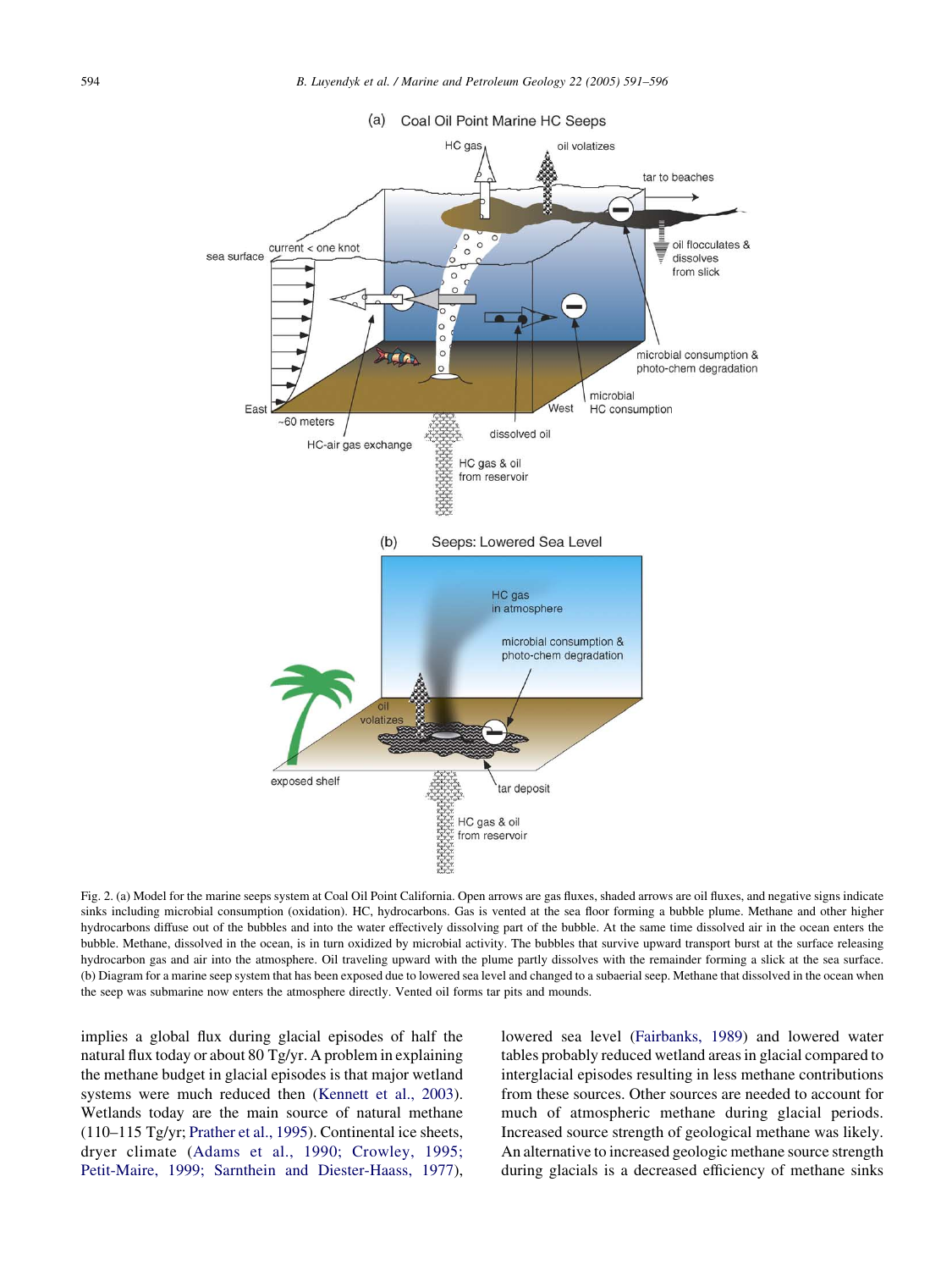Fig. 2. (a) Model for the marine seeps system at Coal Oil Point California. Open arrows are gas fluxes, shaded arrows are oil fluxes, and negative signs indicate sinks including microbial consumption (oxidation). HC, hydrocarbons. Gas is vented at the sea floor forming a bubble plume. Methane and other higher hydrocarbons diffuse out of the bubbles and into the water effectively dissolving part of the bubble. At the same time dissolved air in the ocean enters the bubble. Methane, dissolved in the ocean, is in turn oxidized by microbial activity. The bubbles that survive upward transport burst at the surface releasing hydrocarbon gas and air into the atmosphere. Oil traveling upward with the plume partly dissolves with the remainder forming a slick at the sea surface. (b) Diagram for a marine seep system that has been exposed due to lowered sea level and changed to a subaerial seep. Methane that dissolved in the ocean when the seep was submarine now enters the atmosphere directly. Vented oil forms tar pits and mounds.

implies a global flux during glacial episodes of half the natural flux today or about 80 Tg/yr. A problem in explaining the methane budget in glacial episodes is that major wetland systems were much reduced then (Kennett et al., 2003). Wetlands today are the main source of natural methane (110–115 Tg/yr; Prather et al., 1995). Continental ice sheets, dryer climate (Adams et al., 1990; Crowley, 1995; Petit-Maire, 1999; Sarnthein and Diester-Haass, 1977), lowered sea level (Fairbanks, 1989) and lowered water tables probably reduced wetland areas in glacial compared to interglacial episodes resulting in less methane contributions from these sources. Other sources are needed to account for much of atmospheric methane during glacial periods. Increased source strength of geological methane was likely. An alternative to increased geologic methane source strength during glacials is a decreased efficiency of methane sinks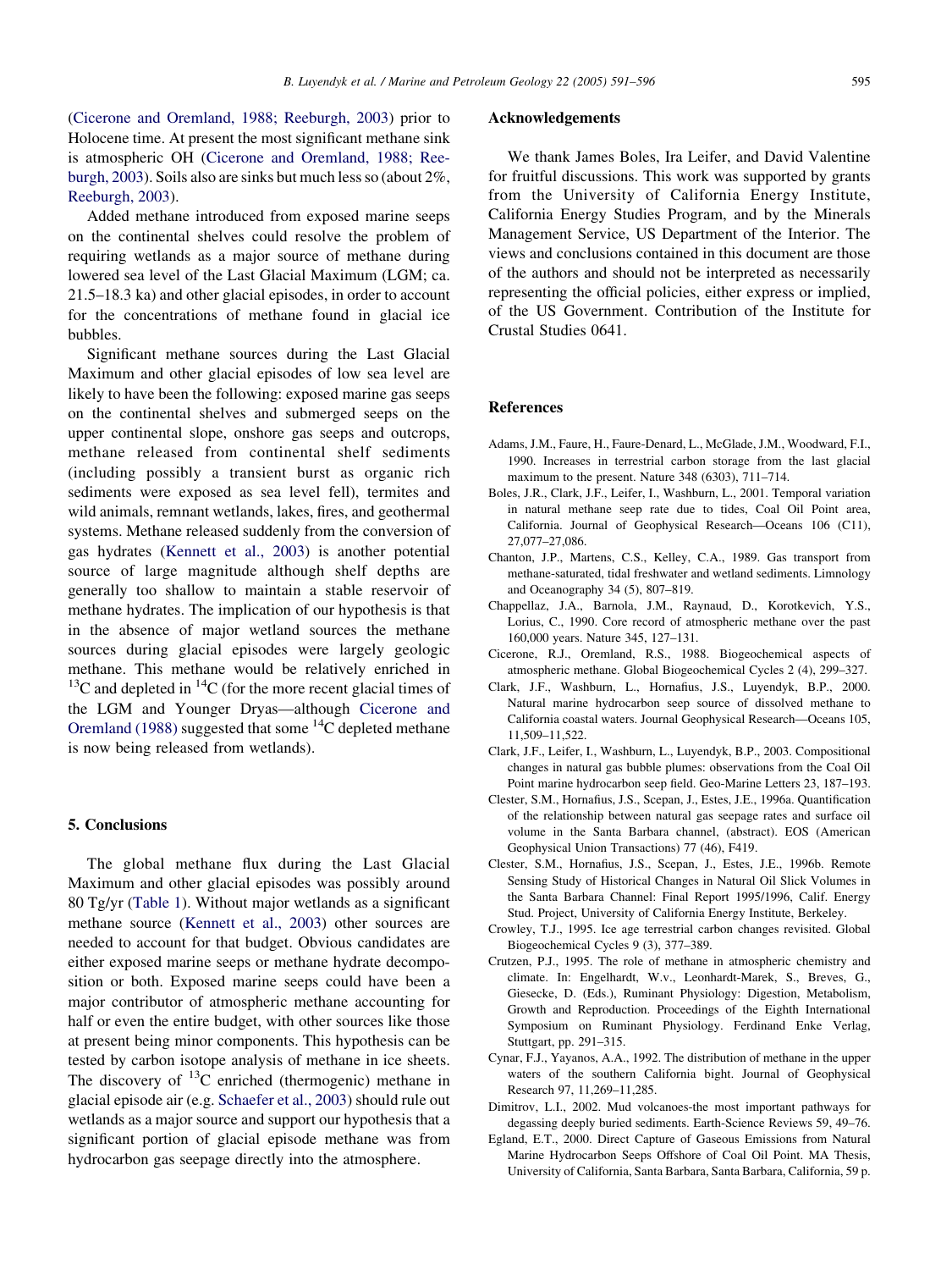(Cicerone and Oremland, 1988; Reeburgh, 2003) prior to Holocene time. At present the most significant methane sink is atmospheric OH (Cicerone and Oremland, 1988; Reeburgh, 2003). Soils also are sinks but much less so (about 2%, Reeburgh, 2003).

Added methane introduced from exposed marine seeps on the continental shelves could resolve the problem of requiring wetlands as a major source of methane during lowered sea level of the Last Glacial Maximum (LGM; ca. 21.5–18.3 ka) and other glacial episodes, in order to account for the concentrations of methane found in glacial ice bubbles.

Significant methane sources during the Last Glacial Maximum and other glacial episodes of low sea level are likely to have been the following: exposed marine gas seeps on the continental shelves and submerged seeps on the upper continental slope, onshore gas seeps and outcrops, methane released from continental shelf sediments (including possibly a transient burst as organic rich sediments were exposed as sea level fell), termites and wild animals, remnant wetlands, lakes, fires, and geothermal systems. Methane released suddenly from the conversion of gas hydrates (Kennett et al., 2003) is another potential source of large magnitude although shelf depths are generally too shallow to maintain a stable reservoir of methane hydrates. The implication of our hypothesis is that in the absence of major wetland sources the methane sources during glacial episodes were largely geologic methane. This methane would be relatively enriched in $^{13}C$ and depleted in $^{14}C$ (for the more recent glacial times of the LGM and Younger Dryas—although Cicerone and Oremland (1988) suggested that some $^{14}C$ depleted methane is now being released from wetlands).

## 5. Conclusions

The global methane flux during the Last Glacial Maximum and other glacial episodes was possibly around 80 Tg/yr (Table 1). Without major wetlands as a significant methane source (Kennett et al., 2003) other sources are needed to account for that budget. Obvious candidates are either exposed marine seeps or methane hydrate decomposition or both. Exposed marine seeps could have been a major contributor of atmospheric methane accounting for half or even the entire budget, with other sources like those at present being minor components. This hypothesis can be tested by carbon isotope analysis of methane in ice sheets. The discovery of $^{13}C$ enriched (thermogenic) methane in glacial episode air (e.g. Schaefer et al., 2003) should rule out wetlands as a major source and support our hypothesis that a significant portion of glacial episode methane was from hydrocarbon gas seepage directly into the atmosphere.

## Acknowledgements

We thank James Boles, Ira Leifer, and David Valentine for fruitful discussions. This work was supported by grants from the University of California Energy Institute, California Energy Studies Program, and by the Minerals Management Service, US Department of the Interior. The views and conclusions contained in this document are those of the authors and should not be interpreted as necessarily representing the official policies, either express or implied, of the US Government. Contribution of the Institute for Crustal Studies 0641.

## References

Adams, J.M., Faure, H., Faure-Denard, L., McGlade, J.M., Woodward, F.I., 1990. Increases in terrestrial carbon storage from the last glacial maximum to the present. Nature 348 (6303), 711–714.

Boles, J.R., Clark, J.F., Leifer, I., Washburn, L., 2001. Temporal variation in natural methane seep rate due to tides, Coal Oil Point area, California. Journal of Geophysical Research—Oceans 106 (C11), 27,077–27,086.

Chanton, J.P., Martens, C.S., Kelley, C.A., 1989. Gas transport from methane-saturated, tidal freshwater and wetland sediments. Limnology and Oceanography 34 (5), 807–819.

Chappellaz, J.A., Barnola, J.M., Raynaud, D., Korotkevich, Y.S., Lorius, C., 1990. Core record of atmospheric methane over the past 160,000 years. Nature 345, 127–131.

Cicerone, R.J., Oremland, R.S., 1988. Biogeochemical aspects of atmospheric methane. Global Biogeochemical Cycles 2 (4), 299–327.

Clark, J.F., Washburn, L., Hornafius, J.S., Luyendyk, B.P., 2000. Natural marine hydrocarbon seep source of dissolved methane to California coastal waters. Journal Geophysical Research—Oceans 105, 11,509–11,522.

Clark, J.F., Leifer, I., Washburn, L., Luyendyk, B.P., 2003. Compositional changes in natural gas bubble plumes: observations from the Coal Oil Point marine hydrocarbon seep field. Geo-Marine Letters 23, 187–193.

Clester, S.M., Hornafius, J.S., Scepan, J., Estes, J.E., 1996a. Quantification of the relationship between natural gas seepage rates and surface oil volume in the Santa Barbara channel, (abstract). EOS (American Geophysical Union Transactions) 77 (46), F419.

Clester, S.M., Hornafius, J.S., Scepan, J., Estes, J.E., 1996b. Remote Sensing Study of Historical Changes in Natural Oil Slick Volumes in the Santa Barbara Channel: Final Report 1995/1996, Calif. Energy Stud. Project, University of California Energy Institute, Berkeley.

Crowley, T.J., 1995. Ice age terrestrial carbon changes revisited. Global Biogeochemical Cycles 9 (3), 377–389.

Crutzen, P.J., 1995. The role of methane in atmospheric chemistry and climate. In: Engelhardt, W.v., Leonhardt-Marek, S., Breves, G., Giesecke, D. (Eds.), Ruminant Physiology: Digestion, Metabolism, Growth and Reproduction. Proceedings of the Eighth International Symposium on Ruminant Physiology. Ferdinand Enke Verlag, Stuttgart, pp. 291–315.

Cynar, F.J., Yayanos, A.A., 1992. The distribution of methane in the upper waters of the southern California bight. Journal of Geophysical Research 97, 11,269–11,285.

Dimitrov, L.I., 2002. Mud volcanoes-the most important pathways for degassing deeply buried sediments. Earth-Science Reviews 59, 49–76.

Egland, E.T., 2000. Direct Capture of Gaseous Emissions from Natural Marine Hydrocarbon Seeps Offshore of Coal Oil Point. MA Thesis, University of California, Santa Barbara, Santa Barbara, California, 59 p.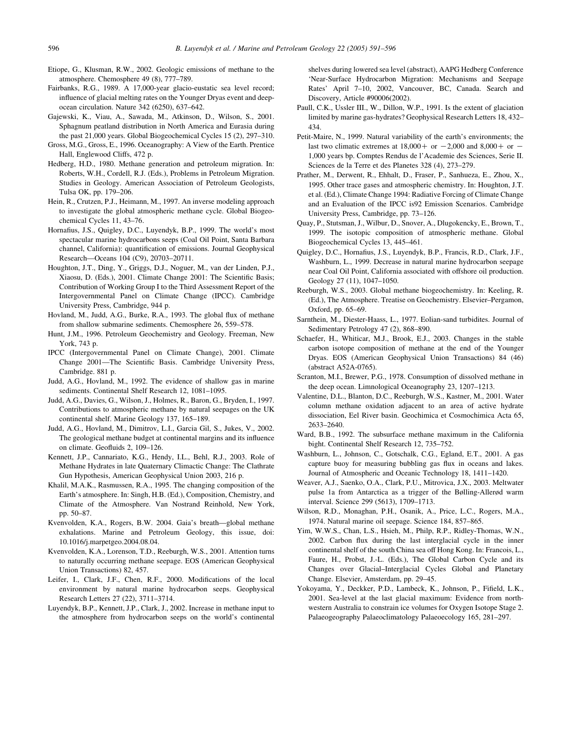Etiope, G., Klusman, R.W., 2002. Geologic emissions of methane to the atmosphere. Chemosphere 49 (8), 777–789.

Fairbanks, R.G., 1989. A 17,000-year glacio-eustatic sea level record; influence of glacial melting rates on the Younger Dryas event and deep-ocean circulation. Nature 342 (6250), 637–642.

Gajewski, K., Viau, A., Sawada, M., Atkinson, D., Wilson, S., 2001. Sphagnum peatland distribution in North America and Eurasia during the past 21,000 years. Global Biogeochemical Cycles 15 (2), 297–310.

Gross, M.G., Gross, E., 1996. Oceanography: A View of the Earth. Prentice Hall, Englewood Cliffs, 472 p.

Hedberg, H.D., 1980. Methane generation and petroleum migration. In: Roberts, W.H., Cordell, R.J. (Eds.), Problems in Petroleum Migration. Studies in Geology. American Association of Petroleum Geologists, Tulsa OK, pp. 179–206.

Hein, R., Crutzen, P.J., Heimann, M., 1997. An inverse modeling approach to investigate the global atmospheric methane cycle. Global Biogeochemical Cycles 11, 43–76.

Hornafius, J.S., Quigley, D.C., Luyendyk, B.P., 1999. The world's most spectacular marine hydrocarbons seeps (Coal Oil Point, Santa Barbara channel, California): quantification of emissions. Journal Geophysical Research—Oceans 104 (C9), 20703–20711.

Houghton, J.T., Ding, Y., Griggs, D.J., Noguer, M., van der Linden, P.J., Xiaosu, D. (Eds.), 2001. Climate Change 2001: The Scientific Basis; Contribution of Working Group I to the Third Assessment Report of the Intergovernmental Panel on Climate Change (IPCC). Cambridge University Press, Cambridge, 944 p.

Hovland, M., Judd, A.G., Burke, R.A., 1993. The global flux of methane from shallow submarine sediments. Chemosphere 26, 559–578.

Hunt, J.M., 1996. Petroleum Geochemistry and Geology. Freeman, New York, 743 p.

IPCC (Intergovernmental Panel on Climate Change), 2001. Climate Change 2001—The Scientific Basis. Cambridge University Press, Cambridge. 881 p.

Judd, A.G., Hovland, M., 1992. The evidence of shallow gas in marine sediments. Continental Shelf Research 12, 1081–1095.

Judd, A.G., Davies, G., Wilson, J., Holmes, R., Baron, G., Bryden, I., 1997. Contributions to atmospheric methane by natural seepages on the UK continental shelf. Marine Geology 137, 165–189.

Judd, A.G., Hovland, M., Dimitrov, L.I., Garcia Gil, S., Jukes, V., 2002. The geological methane budget at continental margins and its influence on climate. Geofluids 2, 109–126.

Kennett, J.P., Cannariato, K.G., Hendy, I.L., Behl, R.J., 2003. Role of Methane Hydrates in late Quaternary Climactic Change: The Clathrate Gun Hypothesis, American Geophysical Union 2003, 216 p.

Khalil, M.A.K., Rasmussen, R.A., 1995. The changing composition of the Earth's atmosphere. In: Singh, H.B. (Ed.), Composition, Chemistry, and Climate of the Atmosphere. Van Nostrand Reinhold, New York, pp. 50–87.

Kvenvolden, K.A., Rogers, B.W. 2004. Gaia's breath—global methane exhalations. Marine and Petroleum Geology, this issue, doi: 10.1016/j.marpetgeo.2004.08.04.

Kvenvolden, K.A., Lorenson, T.D., Reeburgh, W.S., 2001. Attention turns to naturally occurring methane seepage. EOS (American Geophysical Union Transactions) 82, 457.

Leifer, I., Clark, J.F., Chen, R.F., 2000. Modifications of the local environment by natural marine hydrocarbon seeps. Geophysical Research Letters 27 (22), 3711–3714.

Luyendyk, B.P., Kennett, J.P., Clark, J., 2002. Increase in methane input to the atmosphere from hydrocarbon seeps on the world's continental shelves during lowered sea level (abstract), AAPG Hedberg Conference 'Near-Surface Hydrocarbon Migration: Mechanisms and Seepage Rates' April 7–10, 2002, Vancouver, BC, Canada. Search and Discovery, Article #90006(2002).

Paull, C.K., Ussler III., W., Dillon, W.P., 1991. Is the extent of glaciation limited by marine gas-hydrates? Geophysical Research Letters 18, 432–434.

Petit-Maire, N., 1999. Natural variability of the earth's environments; the last two climatic extremes at 18,000+ or −2,000 and 8,000+ or −1,000 years bp. Comptes Rendus de l'Academie des Sciences, Serie II. Sciences de la Terre et des Planetes 328 (4), 273–279.

Prather, M., Derwent, R., Ehhalt, D., Fraser, P., Sanhueza, E., Zhou, X., 1995. Other trace gases and atmospheric chemistry. In: Houghton, J.T. et al. (Ed.), Climate Change 1994: Radiative Forcing of Climate Change and an Evaluation of the IPCC is92 Emission Scenarios. Cambridge University Press, Cambridge, pp. 73–126.

Quay, P., Stutsman, J., Wilbur, D., Snover, A., Dlugokencky, E., Brown, T., 1999. The isotopic composition of atmospheric methane. Global Biogeochemical Cycles 13, 445–461.

Quigley, D.C., Hornafius, J.S., Luyendyk, B.P., Francis, R.D., Clark, J.F., Washburn, L., 1999. Decrease in natural marine hydrocarbon seepage near Coal Oil Point, California associated with offshore oil production. Geology 27 (11), 1047–1050.

Reeburgh, W.S., 2003. Global methane biogeochemistry. In: Keeling, R. (Ed.), The Atmosphere. Treatise on Geochemistry. Elsevier–Pergamon, Oxford, pp. 65–69.

Sarnthein, M., Diester-Haass, L., 1977. Eolian-sand turbidites. Journal of Sedimentary Petrology 47 (2), 868–890.

Schaefer, H., Whiticar, M.J., Brook, E.J., 2003. Changes in the stable carbon isotope composition of methane at the end of the Younger Dryas. EOS (American Geophysical Union Transactions) 84 (46) (abstract A52A-0765).

Scranton, M.I., Brewer, P.G., 1978. Consumption of dissolved methane in the deep ocean. Limnological Oceanography 23, 1207–1213.

Valentine, D.L., Blanton, D.C., Reeburgh, W.S., Kastner, M., 2001. Water column methane oxidation adjacent to an area of active hydrate dissociation, Eel River basin. Geochimica et Cosmochimica Acta 65, 2633–2640.

Ward, B.B., 1992. The subsurface methane maximum in the California bight. Continental Shelf Research 12, 735–752.

Washburn, L., Johnson, C., Gotschalk, C.G., Egland, E.T., 2001. A gas capture buoy for measuring bubbling gas flux in oceans and lakes. Journal of Atmospheric and Oceanic Technology 18, 1411–1420.

Weaver, A.J., Saenko, O.A., Clark, P.U., Mitrovica, J.X., 2003. Meltwater pulse 1a from Antarctica as a trigger of the Bølling-Allerød warm interval. Science 299 (5613), 1709–1713.

Wilson, R.D., Monaghan, P.H., Osanik, A., Price, L.C., Rogers, M.A., 1974. Natural marine oil seepage. Science 184, 857–865.

Yim, W.W.S., Chan, L.S., Hsieh, M., Philp, R.P., Ridley-Thomas, W.N., 2002. Carbon flux during the last interglacial cycle in the inner continental shelf of the south China sea off Hong Kong. In: Francois, L., Faure, H., Probst, J.-L. (Eds.), The Global Carbon Cycle and its Changes over Glacial–Interglacial Cycles Global and Planetary Change. Elsevier, Amsterdam, pp. 29–45.

Yokoyama, Y., Deckker, P.D., Lambeck, K., Johnson, P., Fifield, L.K., 2001. Sea-level at the last glacial maximum: Evidence from northwestern Australia to constrain ice volumes for Oxygen Isotope Stage 2. Palaeogeography Palaeoclimatology Palaeoecology 165, 281–297.